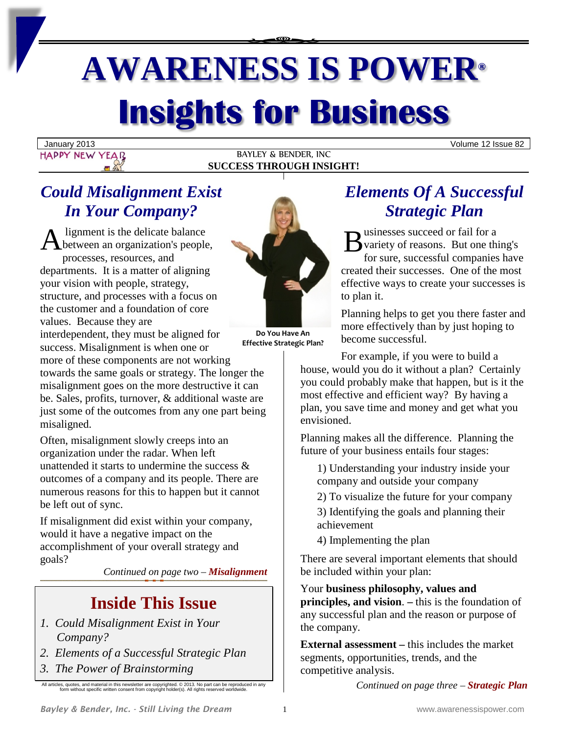# AWARENESS IS POWER®

# Insights for Business

January 2013 | Volume 12 Issue 82

HAPPY NEW YEAR

BAYLEY & BENDER, INC

**SUCCESS THROUGH INSIGHT!**

## *Could Misalignment Exist In Your Company?*

Alignment is the delicate balance between an organization's people, processes, resources, and departments. It is a matter of aligning your vision with people, strategy, structure, and processes with a focus on the customer and a foundation of core values. Because they are interdependent, they must be aligned for success. Misalignment is when one or more of these components are not working towards the same goals or strategy. The longer the misalignment goes on the more destructive it can be. Sales, profits, turnover, & additional waste are just some of the outcomes from any one part being misaligned.

Often, misalignment slowly creeps into an organization under the radar. When left unattended it starts to undermine the success & outcomes of a company and its people. There are numerous reasons for this to happen but it cannot be left out of sync.

If misalignment did exist within your company, would it have a negative impact on the accomplishment of your overall strategy and goals?

*Continued on page two – **Misalignment***

**Do You Have An Effective Strategic Plan?**

## Inside This Issue

1. *Could Misalignment Exist in Your Company?*
2. *Elements of a Successful Strategic Plan*
3. *The Power of Brainstorming*

All articles, quotes, and material in this newsletter are copyrighted. © 2013. No part can be reproduced in any form without specific written consent from copyright holder(s). All rights reserved worldwide.

## *Elements Of A Successful Strategic Plan*

Businesses succeed or fail for a variety of reasons. But one thing's for sure, successful companies have created their successes. One of the most effective ways to create your successes is to plan it.

Planning helps to get you there faster and more effectively than by just hoping to become successful.

For example, if you were to build a house, would you do it without a plan? Certainly you could probably make that happen, but is it the most effective and efficient way? By having a plan, you save time and money and get what you envisioned.

Planning makes all the difference. Planning the future of your business entails four stages:

1) Understanding your industry inside your company and outside your company

2) To visualize the future for your company

3) Identifying the goals and planning their achievement

4) Implementing the plan

There are several important elements that should be included within your plan:

Your **business philosophy, values and principles, and vision**. **–** this is the foundation of any successful plan and the reason or purpose of the company.

**External assessment –** this includes the market segments, opportunities, trends, and the competitive analysis.

*Continued on page three – **Strategic Plan***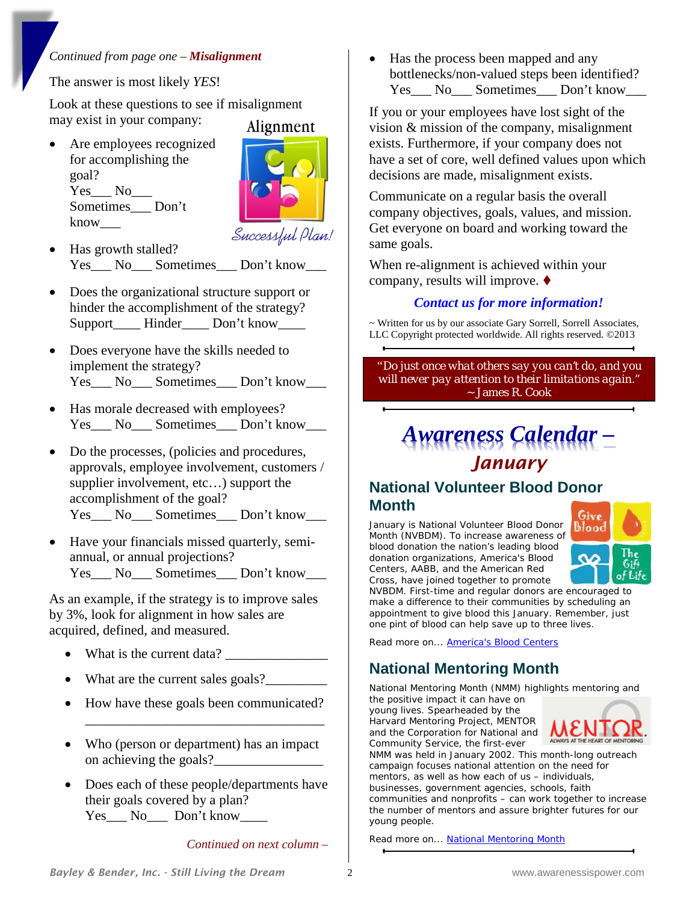*Continued from page one – **Misalignment***

The answer is most likely *YES*!

Look at these questions to see if misalignment may exist in your company:

- Are employees recognized for accomplishing the goal?
  Yes___ No___ Sometimes___ Don't know___
- Has growth stalled?
  Yes___ No___ Sometimes___ Don't know___
- Does the organizational structure support or hinder the accomplishment of the strategy?
  Support____ Hinder____ Don't know____
- Does everyone have the skills needed to implement the strategy?
  Yes___ No___ Sometimes___ Don't know___
- Has morale decreased with employees?
  Yes___ No___ Sometimes___ Don't know___
- Do the processes, (policies and procedures, approvals, employee involvement, customers / supplier involvement, etc…) support the accomplishment of the goal?
  Yes___ No___ Sometimes___ Don't know___
- Have your financials missed quarterly, semi-annual, or annual projections?
  Yes___ No___ Sometimes___ Don't know___

As an example, if the strategy is to improve sales by 3%, look for alignment in how sales are acquired, defined, and measured.

- What is the current data? _______________
- What are the current sales goals?_________
- How have these goals been communicated? ___________________________________
- Who (person or department) has an impact on achieving the goals?________________
- Does each of these people/departments have their goals covered by a plan?
  Yes___ No___ Don't know____

*Continued on next column –*

- Has the process been mapped and any bottlenecks/non-valued steps been identified?
  Yes___ No___ Sometimes___ Don't know___

If you or your employees have lost sight of the vision & mission of the company, misalignment exists. Furthermore, if your company does not have a set of core, well defined values upon which decisions are made, misalignment exists.

Communicate on a regular basis the overall company objectives, goals, values, and mission. Get everyone on board and working toward the same goals.

When re-alignment is achieved within your company, results will improve. ♦

***Contact us for more information!***

~ Written for us by our associate Gary Sorrell, Sorrell Associates, LLC Copyright protected worldwide. All rights reserved. ©2013

*"Do just once what others say you can't do, and you will never pay attention to their limitations again." ~ James R. Cook*

# *Awareness Calendar – January*

## National Volunteer Blood Donor Month

January is National Volunteer Blood Donor Month (NVBDM). To increase awareness of blood donation the nation's leading blood donation organizations, America's Blood Centers, AABB, and the American Red Cross, have joined together to promote NVBDM. First-time and regular donors are encouraged to make a difference to their communities by scheduling an appointment to give blood this January. Remember, just one pint of blood can help save up to three lives.

Read more on... America's Blood Centers

## National Mentoring Month

National Mentoring Month (NMM) highlights mentoring and the positive impact it can have on young lives. Spearheaded by the Harvard Mentoring Project, MENTOR and the Corporation for National and Community Service, the first-ever NMM was held in January 2002. This month-long outreach campaign focuses national attention on the need for mentors, as well as how each of us – individuals, businesses, government agencies, schools, faith communities and nonprofits – can work together to increase the number of mentors and assure brighter futures for our young people.

Read more on... National Mentoring Month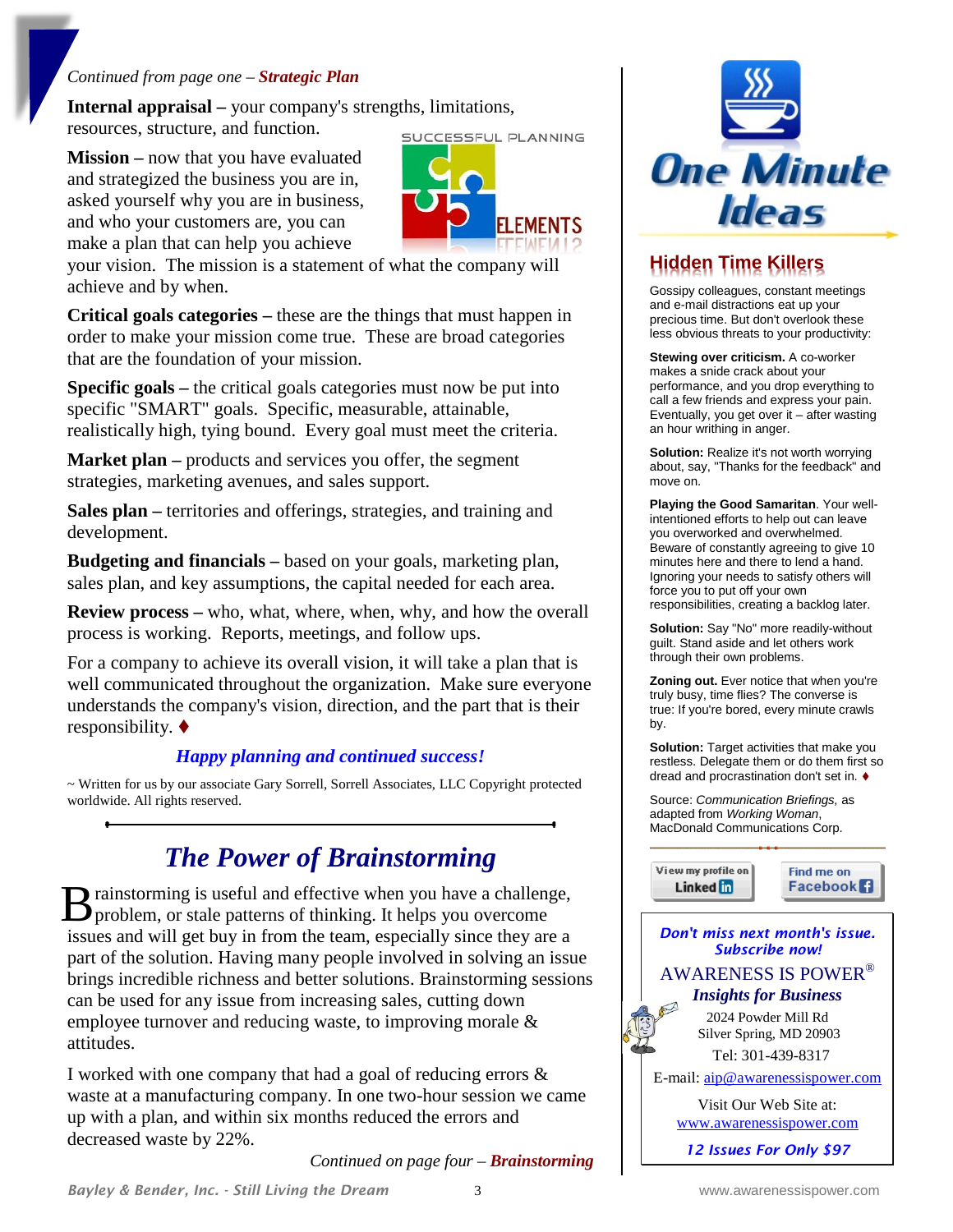*Continued from page one – **Strategic Plan***

**Internal appraisal –** your company's strengths, limitations, resources, structure, and function.

**Mission –** now that you have evaluated and strategized the business you are in, asked yourself why you are in business, and who your customers are, you can make a plan that can help you achieve your vision. The mission is a statement of what the company will achieve and by when.

**Critical goals categories –** these are the things that must happen in order to make your mission come true. These are broad categories that are the foundation of your mission.

**Specific goals –** the critical goals categories must now be put into specific "SMART" goals. Specific, measurable, attainable, realistically high, tying bound. Every goal must meet the criteria.

**Market plan –** products and services you offer, the segment strategies, marketing avenues, and sales support.

**Sales plan –** territories and offerings, strategies, and training and development.

**Budgeting and financials –** based on your goals, marketing plan, sales plan, and key assumptions, the capital needed for each area.

**Review process –** who, what, where, when, why, and how the overall process is working. Reports, meetings, and follow ups.

For a company to achieve its overall vision, it will take a plan that is well communicated throughout the organization. Make sure everyone understands the company's vision, direction, and the part that is their responsibility. ♦

***Happy planning and continued success!***

~ Written for us by our associate Gary Sorrell, Sorrell Associates, LLC Copyright protected worldwide. All rights reserved.

# *The Power of Brainstorming*

Brainstorming is useful and effective when you have a challenge, problem, or stale patterns of thinking. It helps you overcome issues and will get buy in from the team, especially since they are a part of the solution. Having many people involved in solving an issue brings incredible richness and better solutions. Brainstorming sessions can be used for any issue from increasing sales, cutting down employee turnover and reducing waste, to improving morale & attitudes.

I worked with one company that had a goal of reducing errors & waste at a manufacturing company. In one two-hour session we came up with a plan, and within six months reduced the errors and decreased waste by 22%.

*Continued on page four – **Brainstorming***

# One Minute Ideas

## Hidden Time Killers

Gossipy colleagues, constant meetings and e-mail distractions eat up your precious time. But don't overlook these less obvious threats to your productivity:

**Stewing over criticism.** A co-worker makes a snide crack about your performance, and you drop everything to call a few friends and express your pain. Eventually, you get over it – after wasting an hour writhing in anger.

**Solution:** Realize it's not worth worrying about, say, "Thanks for the feedback" and move on.

**Playing the Good Samaritan**. Your well-intentioned efforts to help out can leave you overworked and overwhelmed. Beware of constantly agreeing to give 10 minutes here and there to lend a hand. Ignoring your needs to satisfy others will force you to put off your own responsibilities, creating a backlog later.

**Solution:** Say "No" more readily-without guilt. Stand aside and let others work through their own problems.

**Zoning out.** Ever notice that when you're truly busy, time flies? The converse is true: If you're bored, every minute crawls by.

**Solution:** Target activities that make you restless. Delegate them or do them first so dread and procrastination don't set in. ♦

Source: *Communication Briefings,* as adapted from *Working Woman*, MacDonald Communications Corp.

View my profile on LinkedIn | Find me on Facebook

***Don't miss next month's issue. Subscribe now!***

AWARENESS IS POWER®
***Insights for Business***
2024 Powder Mill Rd
Silver Spring, MD 20903
Tel: 301-439-8317
E-mail: aip@awarenessispower.com

Visit Our Web Site at:
www.awarenessispower.com

***12 Issues For Only $97***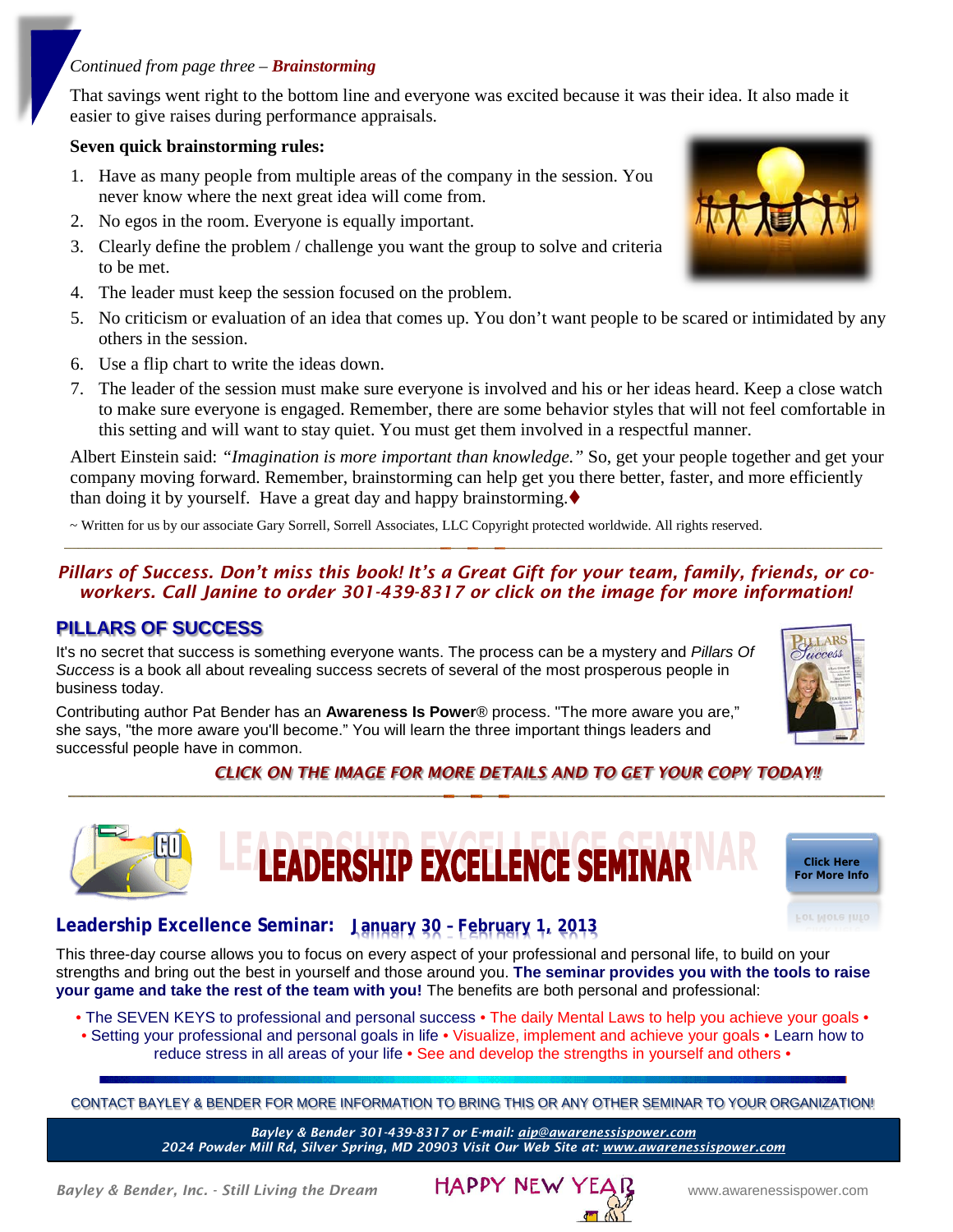*Continued from page three – **Brainstorming***

That savings went right to the bottom line and everyone was excited because it was their idea. It also made it easier to give raises during performance appraisals.

**Seven quick brainstorming rules:**

1. Have as many people from multiple areas of the company in the session. You never know where the next great idea will come from.
2. No egos in the room. Everyone is equally important.
3. Clearly define the problem / challenge you want the group to solve and criteria to be met.
4. The leader must keep the session focused on the problem.
5. No criticism or evaluation of an idea that comes up. You don't want people to be scared or intimidated by any others in the session.
6. Use a flip chart to write the ideas down.
7. The leader of the session must make sure everyone is involved and his or her ideas heard. Keep a close watch to make sure everyone is engaged. Remember, there are some behavior styles that will not feel comfortable in this setting and will want to stay quiet. You must get them involved in a respectful manner.

Albert Einstein said: *"Imagination is more important than knowledge."* So, get your people together and get your company moving forward. Remember, brainstorming can help get you there better, faster, and more efficiently than doing it by yourself. Have a great day and happy brainstorming.♦

~ Written for us by our associate Gary Sorrell, Sorrell Associates, LLC Copyright protected worldwide. All rights reserved.

---

***Pillars of Success. Don't miss this book! It's a Great Gift for your team, family, friends, or co-workers. Call Janine to order 301-439-8317 or click on the image for more information!***

## PILLARS OF SUCCESS

It's no secret that success is something everyone wants. The process can be a mystery and *Pillars Of Success* is a book all about revealing success secrets of several of the most prosperous people in business today.

Contributing author Pat Bender has an **Awareness Is Power**® process. "The more aware you are," she says, "the more aware you'll become." You will learn the three important things leaders and successful people have in common.

***CLICK ON THE IMAGE FOR MORE DETAILS AND TO GET YOUR COPY TODAY!!***

---

# LEADERSHIP EXCELLENCE SEMINAR

Click Here For More Info

### Leadership Excellence Seminar: January 30 – February 1, 2013

This three-day course allows you to focus on every aspect of your professional and personal life, to build on your strengths and bring out the best in yourself and those around you. **The seminar provides you with the tools to raise your game and take the rest of the team with you!** The benefits are both personal and professional:

• The SEVEN KEYS to professional and personal success • The daily Mental Laws to help you achieve your goals • • Setting your professional and personal goals in life • Visualize, implement and achieve your goals • Learn how to reduce stress in all areas of your life • See and develop the strengths in yourself and others •

CONTACT BAYLEY & BENDER FOR MORE INFORMATION TO BRING THIS OR ANY OTHER SEMINAR TO YOUR ORGANIZATION!

***Bayley & Bender 301-439-8317 or E-mail: aip@awarenessispower.com***
***2024 Powder Mill Rd, Silver Spring, MD 20903 Visit Our Web Site at: www.awarenessispower.com***

HAPPY NEW YEAR